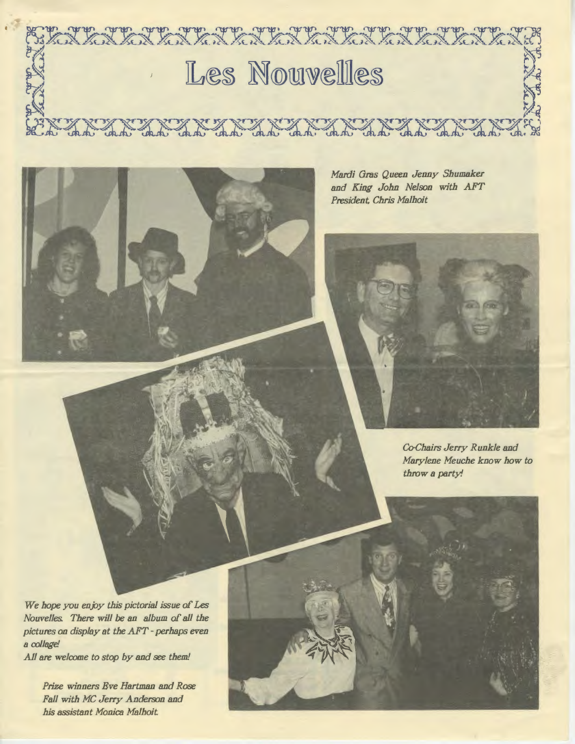# Les Nouvelles

*Mardi Gras Queen Jenny Shumaker and King John Nelson with AFT President, Chris Malhoit*

*Co-Chairs Jerry Runkle and Marylene Meuche know how to throw a party!*

*We hope you enjoy this pictorial issue of Les Nouvelles. There will be an album of all the pictures on display at the AFT - perhaps even a collage!*
*All are welcome to stop by and see them!*

*Prize winners Eve Hartman and Rose Fall with MC Jerry Anderson and his assistant Monica Malhoit.*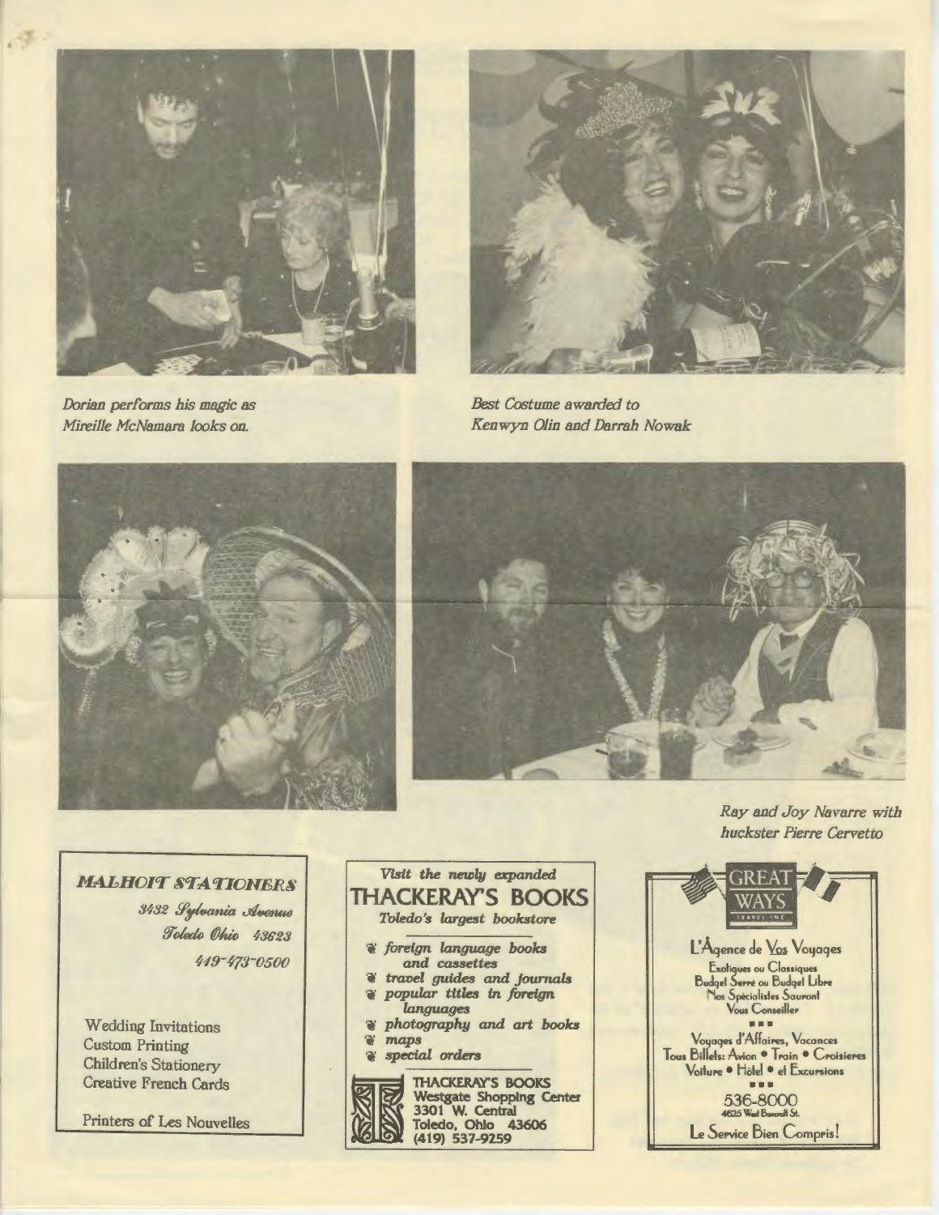*Dorian performs his magic as Mireille McNamara looks on.*

*Best Costume awarded to Kenwyn Olin and Darrah Nowak*

*Ray and Joy Navarre with huckster Pierre Cervetto*

**MALHOIT STATIONERS**

3432 Sylvania Avenue
Toledo Ohio 43623
419-473-0500

Wedding Invitations
Custom Printing
Children's Stationery
Creative French Cards

Printers of Les Nouvelles

*Visit the newly expanded*

**THACKERAY'S BOOKS**

*Toledo's largest bookstore*

- *foreign language books and cassettes*
- *travel guides and journals*
- *popular titles in foreign languages*
- *photography and art books*
- *maps*
- *special orders*

**THACKERAY'S BOOKS**
**Westgate Shopping Center**
**3301 W. Central**
**Toledo, Ohio 43606**
**(419) 537-9259**

GREAT WAYS TRAVEL INC

L'Âgence de Vos Voyages

Exotiques ou Classiques
Budget Serré ou Budget Libre
Nos Spécialistes Sauront
Vous Conseiller

Voyages d'Affaires, Vacances
Tous Billets: Avion • Train • Croisieres
Voiture • Hôtel • et Excursions

536-8000
4625 West Bancroft St.

Le Service Bien Compris!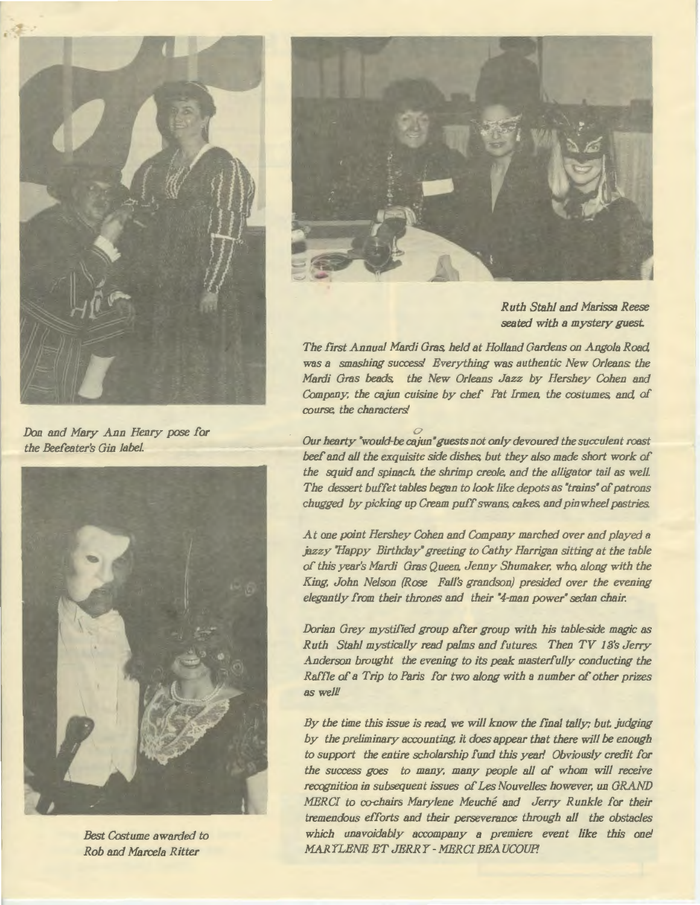*Don and Mary Ann Henry pose for the Beefeater's Gin label.*

*Best Costume awarded to Rob and Marcela Ritter*

*Ruth Stahl and Marissa Reese seated with a mystery guest.*

*The first Annual Mardi Gras, held at Holland Gardens on Angola Road, was a smashing success! Everything was authentic New Orleans: the Mardi Gras beads, the New Orleans Jazz by Hershey Cohen and Company, the cajun cuisine by chef Pat Irmen, the costumes, and, of course, the characters!*

*Our hearty "would-be cajun" guests not only devoured the succulent roast beef and all the exquisite side dishes, but they also made short work of the squid and spinach, the shrimp creole, and the alligator tail as well. The dessert buffet tables began to look like depots as "trains" of patrons chugged by picking up Cream puff swans, cakes, and pinwheel pastries.*

*At one point Hershey Cohen and Company marched over and played a jazzy "Happy Birthday" greeting to Cathy Harrigan sitting at the table of this year's Mardi Gras Queen, Jenny Shumaker, who, along with the King, John Nelson (Rose Fall's grandson) presided over the evening elegantly from their thrones and their "4-man power" sedan chair.*

*Dorian Grey mystified group after group with his table-side magic as Ruth Stahl mystically read palms and futures. Then TV 13's Jerry Anderson brought the evening to its peak masterfully conducting the Raffle of a Trip to Paris for two along with a number of other prizes as well!*

*By the time this issue is read, we will know the final tally; but, judging by the preliminary accounting, it does appear that there will be enough to support the entire scholarship fund this year! Obviously credit for the success goes to many, many people all of whom will receive recognition in subsequent issues of Les Nouvelles; however, un GRAND MERCI to co-chairs Marylene Meuché and Jerry Runkle for their tremendous efforts and their perseverance through all the obstacles which unavoidably accompany a premiere event like this one! MARYLENE ET JERRY - MERCI BEAUCOUP!*